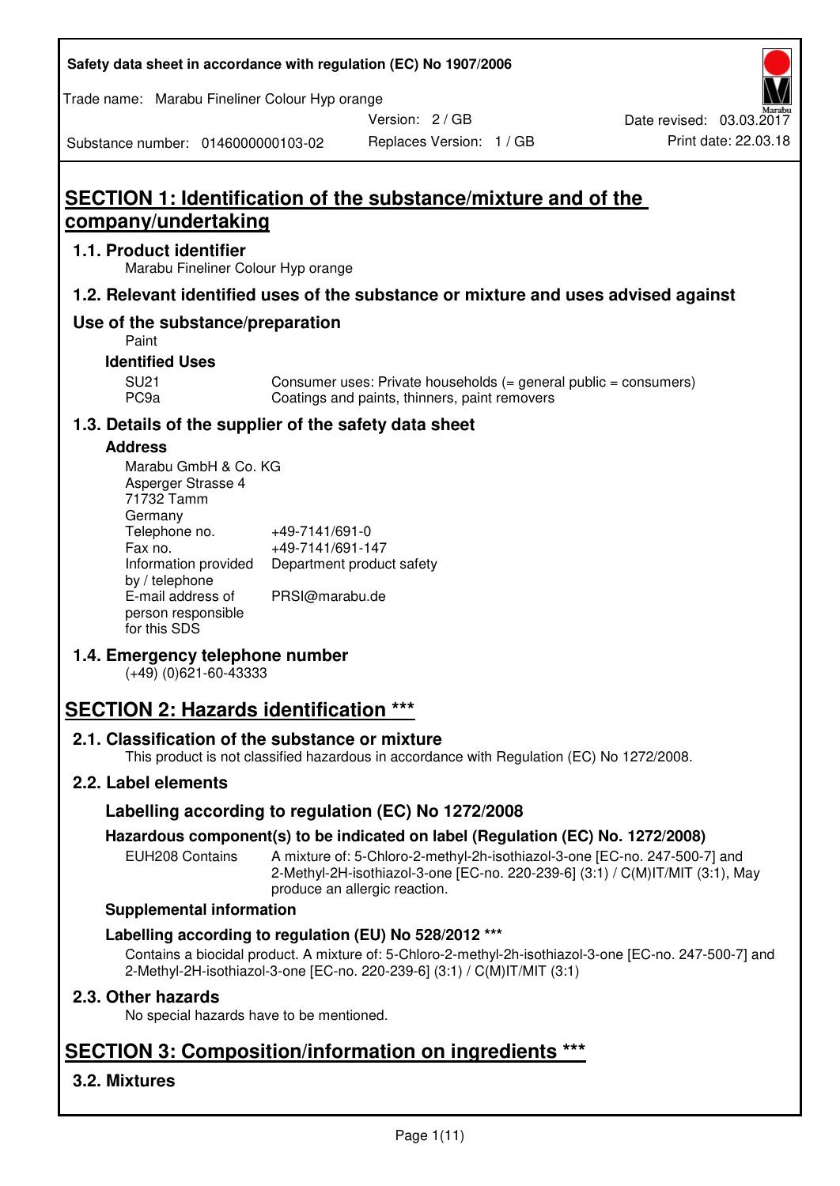# SECTION 1: Identification of the substance/mixture and of the company/undertaking

## 1.1. Product identifier

Marabu Fineliner Colour Hyp orange

## 1.2. Relevant identified uses of the substance or mixture and uses advised against

## Use of the substance/preparation

Paint

### Identified Uses

| | |
|---|---|
| SU21 | Consumer uses: Private households (= general public = consumers) |
| PC9a | Coatings and paints, thinners, paint removers |

## 1.3. Details of the supplier of the safety data sheet

### Address

Marabu GmbH & Co. KG
Asperger Strasse 4
71732 Tamm
Germany

| | |
|---|---|
| Telephone no. | +49-7141/691-0 |
| Fax no. | +49-7141/691-147 |
| Information provided by / telephone | Department product safety |
| E-mail address of person responsible for this SDS | PRSI@marabu.de |

## 1.4. Emergency telephone number

(+49) (0)621-60-43333

# SECTION 2: Hazards identification ***

## 2.1. Classification of the substance or mixture

This product is not classified hazardous in accordance with Regulation (EC) No 1272/2008.

## 2.2. Label elements

### Labelling according to regulation (EC) No 1272/2008

### Hazardous component(s) to be indicated on label (Regulation (EC) No. 1272/2008)

| | |
|---|---|
| EUH208 Contains | A mixture of: 5-Chloro-2-methyl-2h-isothiazol-3-one [EC-no. 247-500-7] and 2-Methyl-2H-isothiazol-3-one [EC-no. 220-239-6] (3:1) / C(M)IT/MIT (3:1), May produce an allergic reaction. |

### Supplemental information

### Labelling according to regulation (EU) No 528/2012 ***

Contains a biocidal product. A mixture of: 5-Chloro-2-methyl-2h-isothiazol-3-one [EC-no. 247-500-7] and 2-Methyl-2H-isothiazol-3-one [EC-no. 220-239-6] (3:1) / C(M)IT/MIT (3:1)

## 2.3. Other hazards

No special hazards have to be mentioned.

# SECTION 3: Composition/information on ingredients ***

## 3.2. Mixtures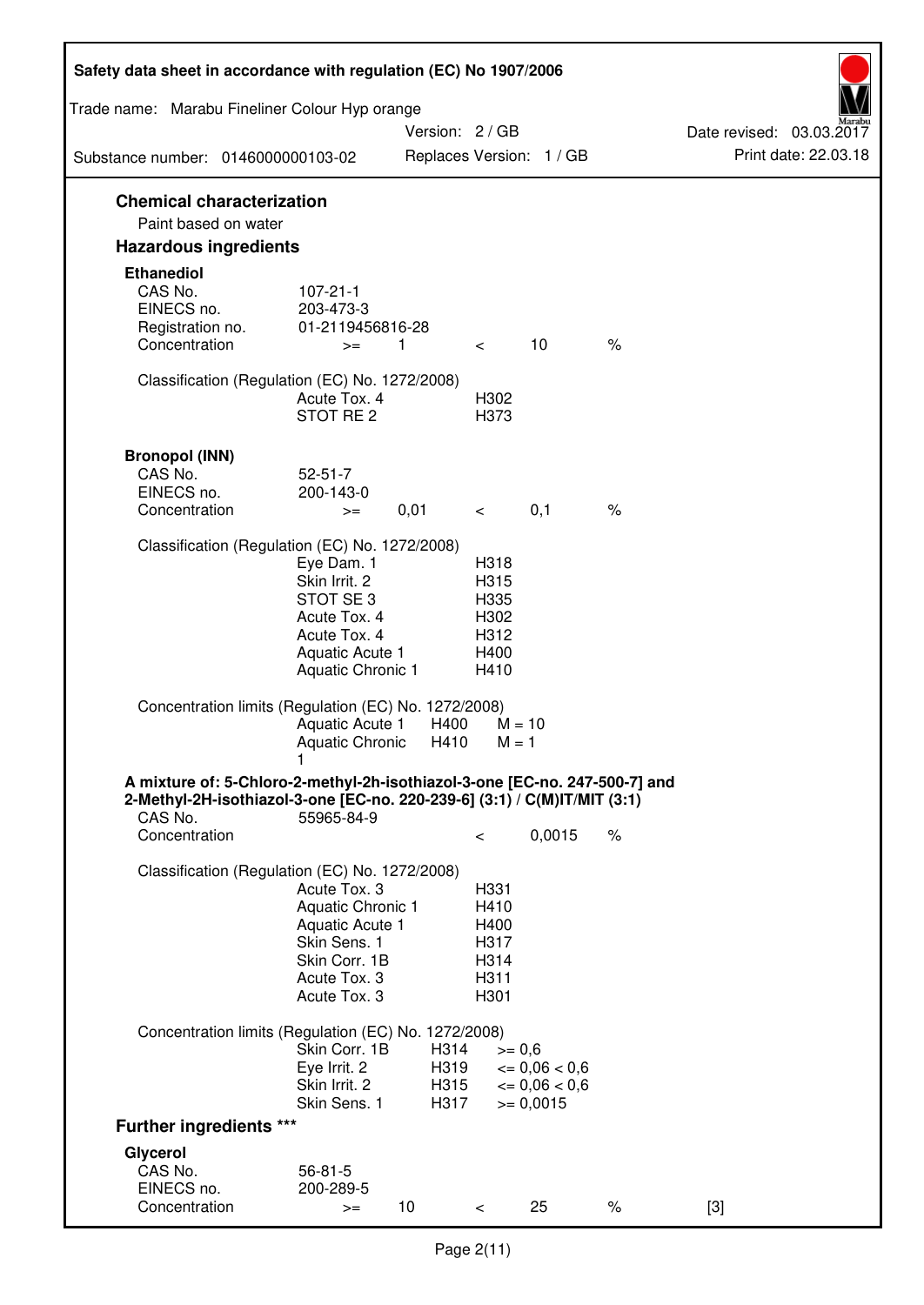## Chemical characterization

Paint based on water

## Hazardous ingredients

### Ethanediol

| | | | | | |
|---|---|---|---|---|---|
| CAS No. | 107-21-1 | | | | |
| EINECS no. | 203-473-3 | | | | |
| Registration no. | 01-2119456816-28 | | | | |
| Concentration | >= | 1 | < | 10 | % |

Classification (Regulation (EC) No. 1272/2008)

| | |
|---|---|
| Acute Tox. 4 | H302 |
| STOT RE 2 | H373 |

### Bronopol (INN)

| | | | | | |
|---|---|---|---|---|---|
| CAS No. | 52-51-7 | | | | |
| EINECS no. | 200-143-0 | | | | |
| Concentration | >= | 0,01 | < | 0,1 | % |

Classification (Regulation (EC) No. 1272/2008)

| | |
|---|---|
| Eye Dam. 1 | H318 |
| Skin Irrit. 2 | H315 |
| STOT SE 3 | H335 |
| Acute Tox. 4 | H302 |
| Acute Tox. 4 | H312 |
| Aquatic Acute 1 | H400 |
| Aquatic Chronic 1 | H410 |

Concentration limits (Regulation (EC) No. 1272/2008)

| | | |
|---|---|---|
| Aquatic Acute 1 | H400 | M = 10 |
| Aquatic Chronic 1 | H410 | M = 1 |

### A mixture of: 5-Chloro-2-methyl-2h-isothiazol-3-one [EC-no. 247-500-7] and 2-Methyl-2H-isothiazol-3-one [EC-no. 220-239-6] (3:1) / C(M)IT/MIT (3:1)

| | | | |
|---|---|---|---|
| CAS No. | 55965-84-9 | | |
| Concentration | < | 0,0015 | % |

Classification (Regulation (EC) No. 1272/2008)

| | |
|---|---|
| Acute Tox. 3 | H331 |
| Aquatic Chronic 1 | H410 |
| Aquatic Acute 1 | H400 |
| Skin Sens. 1 | H317 |
| Skin Corr. 1B | H314 |
| Acute Tox. 3 | H311 |
| Acute Tox. 3 | H301 |

Concentration limits (Regulation (EC) No. 1272/2008)

| | | |
|---|---|---|
| Skin Corr. 1B | H314 | >= 0,6 |
| Eye Irrit. 2 | H319 | <= 0,06 < 0,6 |
| Skin Irrit. 2 | H315 | <= 0,06 < 0,6 |
| Skin Sens. 1 | H317 | >= 0,0015 |

## Further ingredients ***

### Glycerol

| | | | | | | |
|---|---|---|---|---|---|---|
| CAS No. | 56-81-5 | | | | | |
| EINECS no. | 200-289-5 | | | | | |
| Concentration | >= | 10 | < | 25 | % | [3] |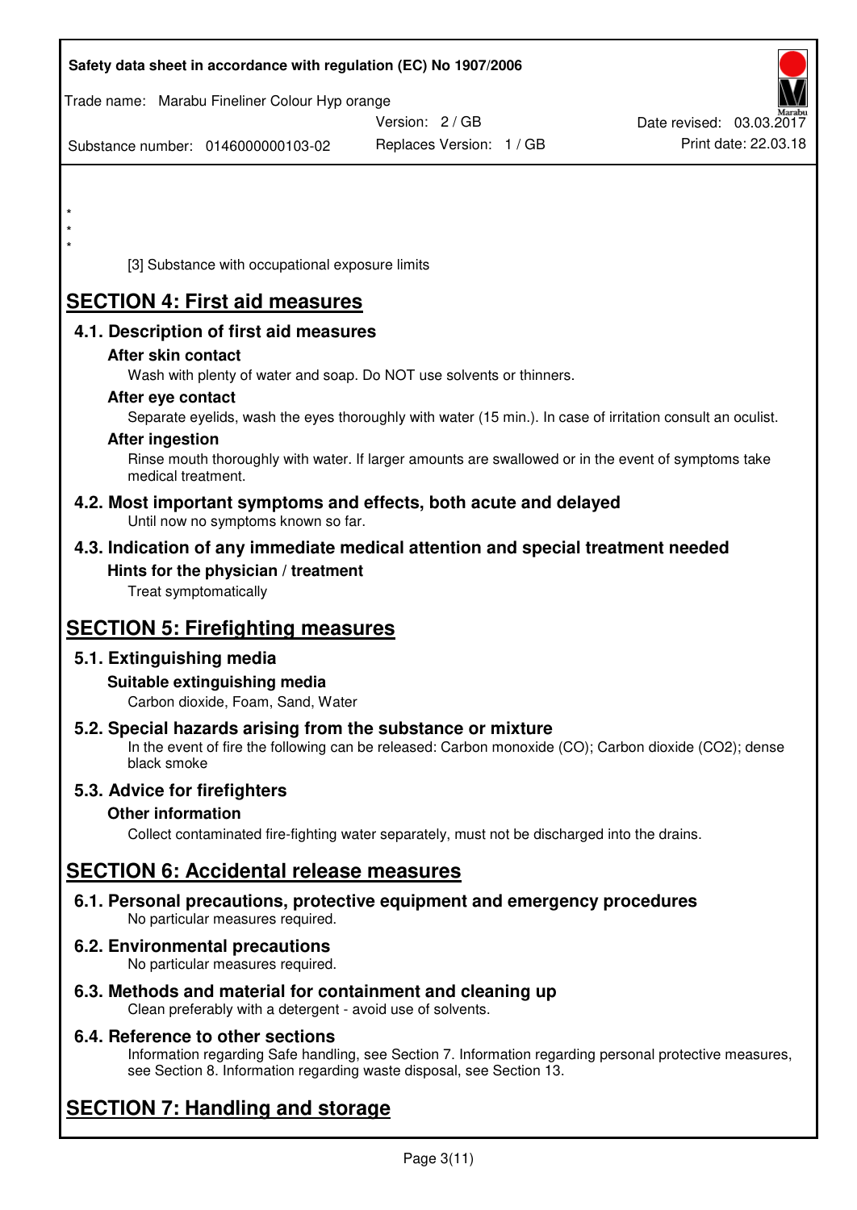*
*
*

[3] Substance with occupational exposure limits

# SECTION 4: First aid measures

## 4.1. Description of first aid measures

### After skin contact

Wash with plenty of water and soap. Do NOT use solvents or thinners.

### After eye contact

Separate eyelids, wash the eyes thoroughly with water (15 min.). In case of irritation consult an oculist.

### After ingestion

Rinse mouth thoroughly with water. If larger amounts are swallowed or in the event of symptoms take medical treatment.

## 4.2. Most important symptoms and effects, both acute and delayed

Until now no symptoms known so far.

## 4.3. Indication of any immediate medical attention and special treatment needed

### Hints for the physician / treatment

Treat symptomatically

# SECTION 5: Firefighting measures

## 5.1. Extinguishing media

### Suitable extinguishing media

Carbon dioxide, Foam, Sand, Water

## 5.2. Special hazards arising from the substance or mixture

In the event of fire the following can be released: Carbon monoxide (CO); Carbon dioxide ($CO_2$); dense black smoke

## 5.3. Advice for firefighters

### Other information

Collect contaminated fire-fighting water separately, must not be discharged into the drains.

# SECTION 6: Accidental release measures

## 6.1. Personal precautions, protective equipment and emergency procedures

No particular measures required.

## 6.2. Environmental precautions

No particular measures required.

## 6.3. Methods and material for containment and cleaning up

Clean preferably with a detergent - avoid use of solvents.

## 6.4. Reference to other sections

Information regarding Safe handling, see Section 7. Information regarding personal protective measures, see Section 8. Information regarding waste disposal, see Section 13.

# SECTION 7: Handling and storage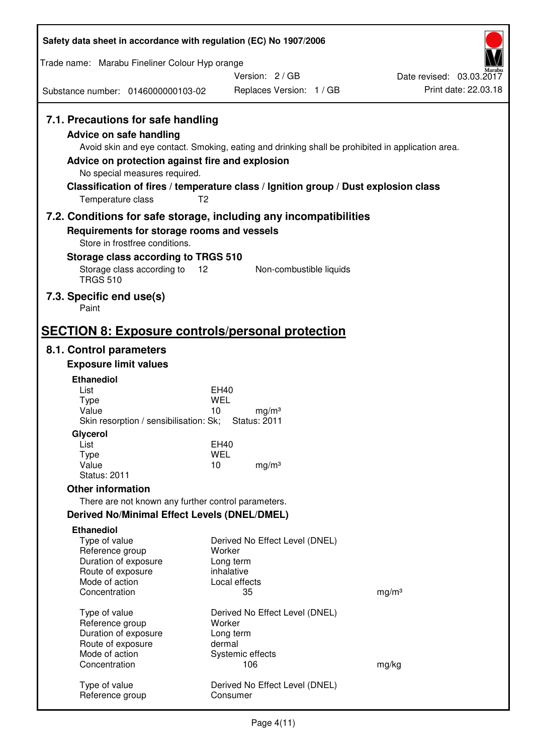### 7.1. Precautions for safe handling

**Advice on safe handling**

Avoid skin and eye contact. Smoking, eating and drinking shall be prohibited in application area.

**Advice on protection against fire and explosion**

No special measures required.

**Classification of fires / temperature class / Ignition group / Dust explosion class**

| | |
|---|---|
| Temperature class | T2 |

### 7.2. Conditions for safe storage, including any incompatibilities

**Requirements for storage rooms and vessels**

Store in frostfree conditions.

**Storage class according to TRGS 510**

| | | |
|---|---|---|
| Storage class according to TRGS 510 | 12 | Non-combustible liquids |

### 7.3. Specific end use(s)

Paint

## SECTION 8: Exposure controls/personal protection

### 8.1. Control parameters

**Exposure limit values**

**Ethanediol**

| | | |
|---|---|---|
| List | EH40 | |
| Type | WEL | |
| Value | 10 | mg/m³ |
| Skin resorption / sensibilisation: Sk; | Status: 2011 | |

**Glycerol**

| | | |
|---|---|---|
| List | EH40 | |
| Type | WEL | |
| Value | 10 | mg/m³ |
| Status: 2011 | | |

**Other information**

There are not known any further control parameters.

**Derived No/Minimal Effect Levels (DNEL/DMEL)**

**Ethanediol**

| | | |
|---|---|---|
| Type of value | Derived No Effect Level (DNEL) | |
| Reference group | Worker | |
| Duration of exposure | Long term | |
| Route of exposure | inhalative | |
| Mode of action | Local effects | |
| Concentration | 35 | mg/m³ |

| | | |
|---|---|---|
| Type of value | Derived No Effect Level (DNEL) | |
| Reference group | Worker | |
| Duration of exposure | Long term | |
| Route of exposure | dermal | |
| Mode of action | Systemic effects | |
| Concentration | 106 | mg/kg |

| | |
|---|---|
| Type of value | Derived No Effect Level (DNEL) |
| Reference group | Consumer |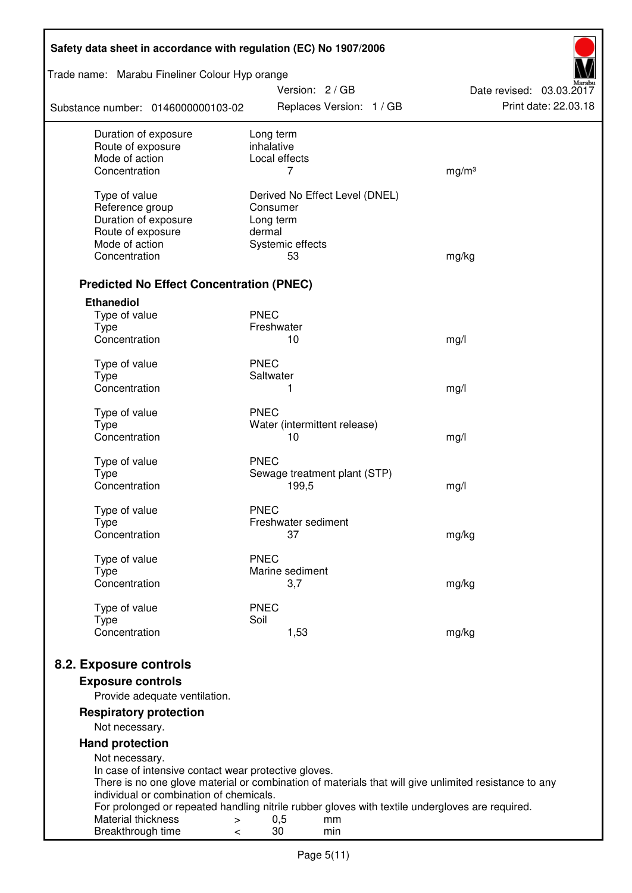| | | |
|---|---|---|
| Duration of exposure | Long term | |
| Route of exposure | inhalative | |
| Mode of action | Local effects | |
| Concentration | 7 | mg/m³ |
| | | |
| Type of value | Derived No Effect Level (DNEL) | |
| Reference group | Consumer | |
| Duration of exposure | Long term | |
| Route of exposure | dermal | |
| Mode of action | Systemic effects | |
| Concentration | 53 | mg/kg |

### Predicted No Effect Concentration (PNEC)

**Ethanediol**

| | | |
|---|---|---|
| Type of value | PNEC | |
| Type | Freshwater | |
| Concentration | 10 | mg/l |
| | | |
| Type of value | PNEC | |
| Type | Saltwater | |
| Concentration | 1 | mg/l |
| | | |
| Type of value | PNEC | |
| Type | Water (intermittent release) | |
| Concentration | 10 | mg/l |
| | | |
| Type of value | PNEC | |
| Type | Sewage treatment plant (STP) | |
| Concentration | 199,5 | mg/l |
| | | |
| Type of value | PNEC | |
| Type | Freshwater sediment | |
| Concentration | 37 | mg/kg |
| | | |
| Type of value | PNEC | |
| Type | Marine sediment | |
| Concentration | 3,7 | mg/kg |
| | | |
| Type of value | PNEC | |
| Type | Soil | |
| Concentration | 1,53 | mg/kg |

## 8.2. Exposure controls

### Exposure controls

Provide adequate ventilation.

### Respiratory protection

Not necessary.

### Hand protection

Not necessary.
In case of intensive contact wear protective gloves.
There is no one glove material or combination of materials that will give unlimited resistance to any individual or combination of chemicals.
For prolonged or repeated handling nitrile rubber gloves with textile undergloves are required.

| | | | |
|---|---|---|---|
| Material thickness | > | 0,5 | mm |
| Breakthrough time | < | 30 | min |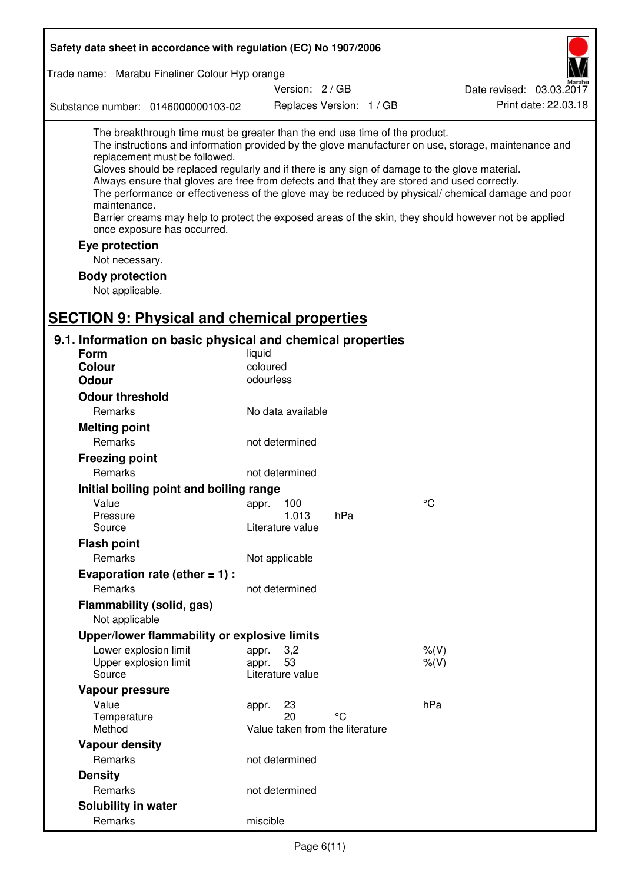The breakthrough time must be greater than the end use time of the product.
The instructions and information provided by the glove manufacturer on use, storage, maintenance and replacement must be followed.
Gloves should be replaced regularly and if there is any sign of damage to the glove material.
Always ensure that gloves are free from defects and that they are stored and used correctly.
The performance or effectiveness of the glove may be reduced by physical/ chemical damage and poor maintenance.
Barrier creams may help to protect the exposed areas of the skin, they should however not be applied once exposure has occurred.

**Eye protection**

Not necessary.

**Body protection**

Not applicable.

## SECTION 9: Physical and chemical properties

### 9.1. Information on basic physical and chemical properties

| | | | | |
|---|---|---|---|---|
| **Form** | liquid | | | |
| **Colour** | coloured | | | |
| **Odour** | odourless | | | |
| **Odour threshold** | | | | |
| Remarks | No data available | | | |
| **Melting point** | | | | |
| Remarks | not determined | | | |
| **Freezing point** | | | | |
| Remarks | not determined | | | |
| **Initial boiling point and boiling range** | | | | |
| Value | appr. | 100 | | °C |
| Pressure | | 1.013 | hPa | |
| Source | Literature value | | | |
| **Flash point** | | | | |
| Remarks | Not applicable | | | |
| **Evaporation rate (ether = 1) :** | | | | |
| Remarks | not determined | | | |
| **Flammability (solid, gas)** | | | | |
| Not applicable | | | | |
| **Upper/lower flammability or explosive limits** | | | | |
| Lower explosion limit | appr. | 3,2 | | %(V) |
| Upper explosion limit | appr. | 53 | | %(V) |
| Source | Literature value | | | |
| **Vapour pressure** | | | | |
| Value | appr. | 23 | | hPa |
| Temperature | | 20 | °C | |
| Method | Value taken from the literature | | | |
| **Vapour density** | | | | |
| Remarks | not determined | | | |
| **Density** | | | | |
| Remarks | not determined | | | |
| **Solubility in water** | | | | |
| Remarks | miscible | | | |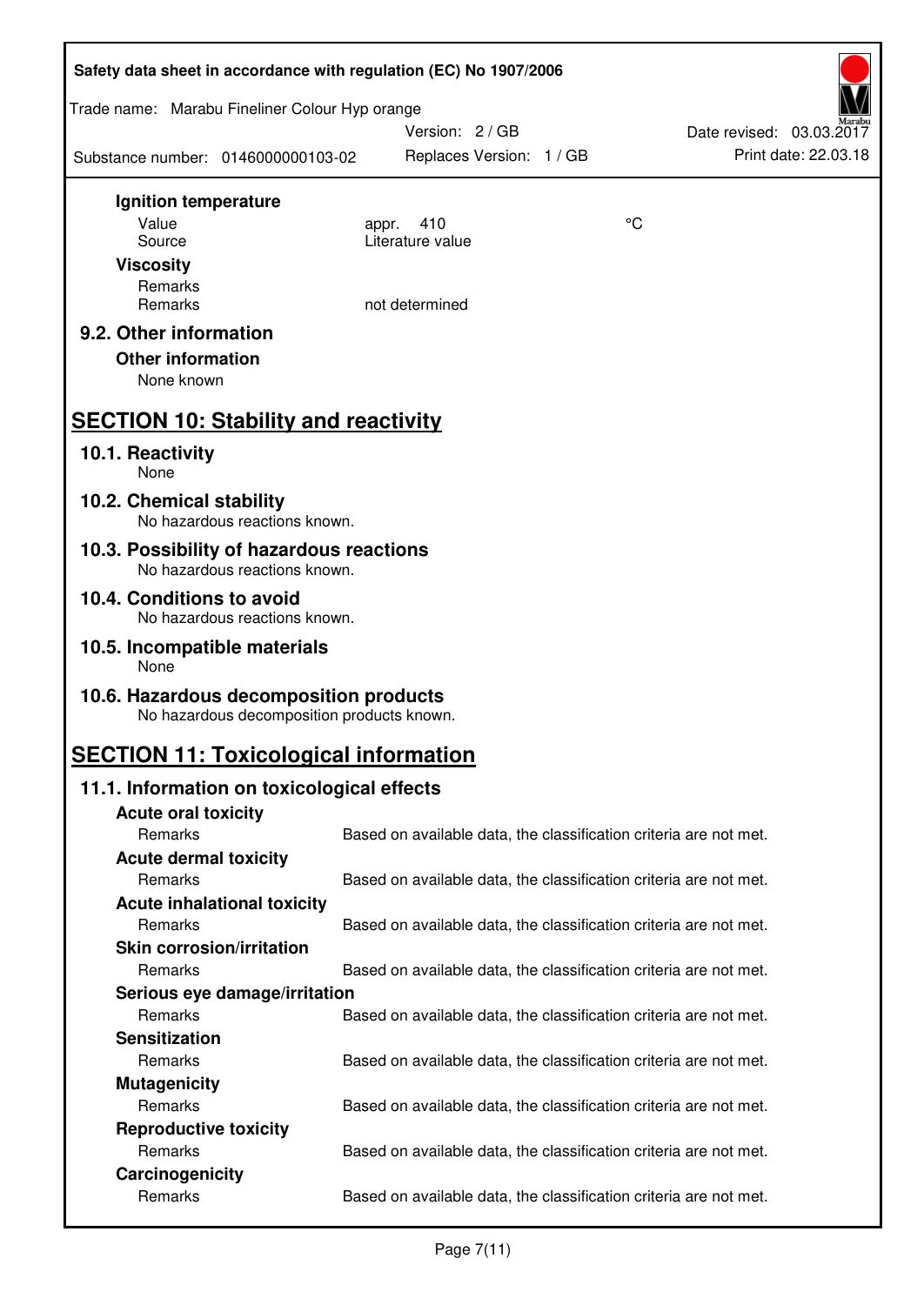**Ignition temperature**

| | | |
|---|---|---|
| Value | appr. 410 | °C |
| Source | Literature value | |

**Viscosity**

| | |
|---|---|
| Remarks | |
| Remarks | not determined |

### 9.2. Other information

**Other information**

None known

## SECTION 10: Stability and reactivity

### 10.1. Reactivity

None

### 10.2. Chemical stability

No hazardous reactions known.

### 10.3. Possibility of hazardous reactions

No hazardous reactions known.

### 10.4. Conditions to avoid

No hazardous reactions known.

### 10.5. Incompatible materials

None

### 10.6. Hazardous decomposition products

No hazardous decomposition products known.

## SECTION 11: Toxicological information

### 11.1. Information on toxicological effects

**Acute oral toxicity**

Remarks: Based on available data, the classification criteria are not met.

**Acute dermal toxicity**

Remarks: Based on available data, the classification criteria are not met.

**Acute inhalational toxicity**

Remarks: Based on available data, the classification criteria are not met.

**Skin corrosion/irritation**

Remarks: Based on available data, the classification criteria are not met.

**Serious eye damage/irritation**

Remarks: Based on available data, the classification criteria are not met.

**Sensitization**

Remarks: Based on available data, the classification criteria are not met.

**Mutagenicity**

Remarks: Based on available data, the classification criteria are not met.

**Reproductive toxicity**

Remarks: Based on available data, the classification criteria are not met.

**Carcinogenicity**

Remarks: Based on available data, the classification criteria are not met.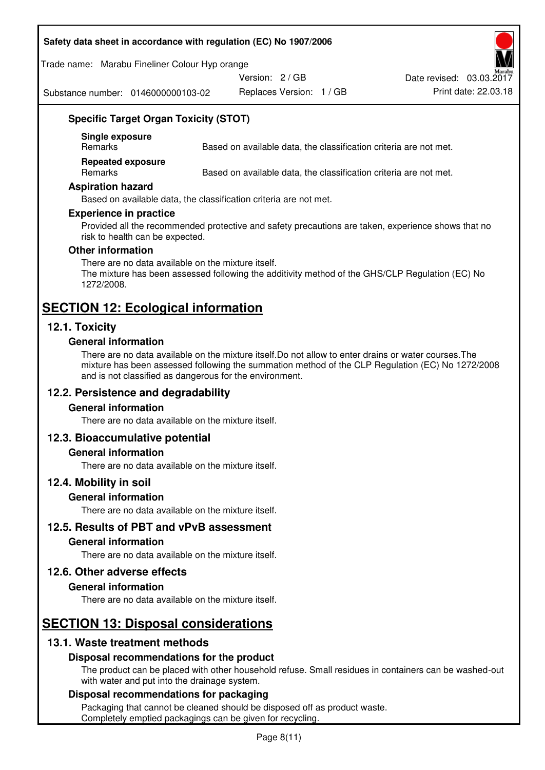### Specific Target Organ Toxicity (STOT)

**Single exposure**

| Remarks | Based on available data, the classification criteria are not met. |
|---|---|

**Repeated exposure**

| Remarks | Based on available data, the classification criteria are not met. |
|---|---|

### Aspiration hazard

Based on available data, the classification criteria are not met.

### Experience in practice

Provided all the recommended protective and safety precautions are taken, experience shows that no risk to health can be expected.

### Other information

There are no data available on the mixture itself.
The mixture has been assessed following the additivity method of the GHS/CLP Regulation (EC) No 1272/2008.

# SECTION 12: Ecological information

## 12.1. Toxicity

### General information

There are no data available on the mixture itself.Do not allow to enter drains or water courses.The mixture has been assessed following the summation method of the CLP Regulation (EC) No 1272/2008 and is not classified as dangerous for the environment.

## 12.2. Persistence and degradability

### General information

There are no data available on the mixture itself.

## 12.3. Bioaccumulative potential

### General information

There are no data available on the mixture itself.

## 12.4. Mobility in soil

### General information

There are no data available on the mixture itself.

## 12.5. Results of PBT and vPvB assessment

### General information

There are no data available on the mixture itself.

## 12.6. Other adverse effects

### General information

There are no data available on the mixture itself.

# SECTION 13: Disposal considerations

## 13.1. Waste treatment methods

### Disposal recommendations for the product

The product can be placed with other household refuse. Small residues in containers can be washed-out with water and put into the drainage system.

### Disposal recommendations for packaging

Packaging that cannot be cleaned should be disposed off as product waste.
Completely emptied packagings can be given for recycling.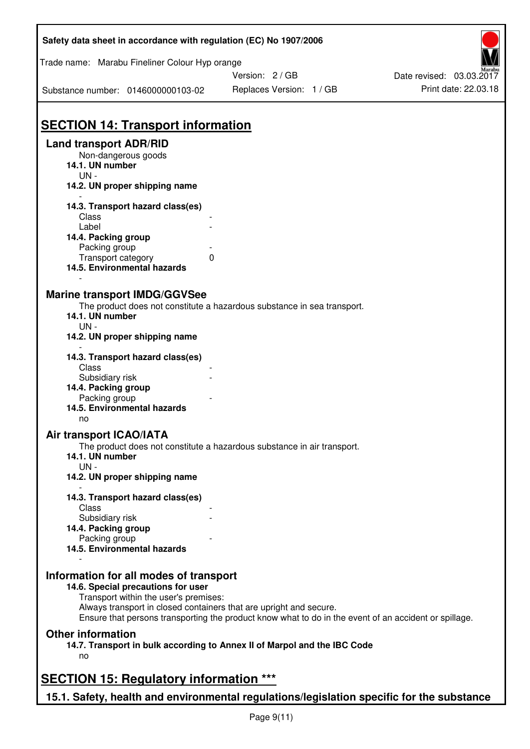## SECTION 14: Transport information

### Land transport ADR/RID

Non-dangerous goods

**14.1. UN number**

UN -

**14.2. UN proper shipping name**

-

**14.3. Transport hazard class(es)**

| | |
|---|---|
| Class | - |
| Label | - |

**14.4. Packing group**

| | |
|---|---|
| Packing group | - |
| Transport category | 0 |

**14.5. Environmental hazards**

-

### Marine transport IMDG/GGVSee

The product does not constitute a hazardous substance in sea transport.

**14.1. UN number**

UN -

**14.2. UN proper shipping name**

-

**14.3. Transport hazard class(es)**

| | |
|---|---|
| Class | - |
| Subsidiary risk | - |

**14.4. Packing group**

| | |
|---|---|
| Packing group | - |

**14.5. Environmental hazards**

no

### Air transport ICAO/IATA

The product does not constitute a hazardous substance in air transport.

**14.1. UN number**

UN -

**14.2. UN proper shipping name**

-

**14.3. Transport hazard class(es)**

| | |
|---|---|
| Class | - |
| Subsidiary risk | - |

**14.4. Packing group**

| | |
|---|---|
| Packing group | - |

**14.5. Environmental hazards**

-

### Information for all modes of transport

**14.6. Special precautions for user**

Transport within the user's premises:
Always transport in closed containers that are upright and secure.
Ensure that persons transporting the product know what to do in the event of an accident or spillage.

### Other information

**14.7. Transport in bulk according to Annex II of Marpol and the IBC Code**

no

## SECTION 15: Regulatory information ***

### 15.1. Safety, health and environmental regulations/legislation specific for the substance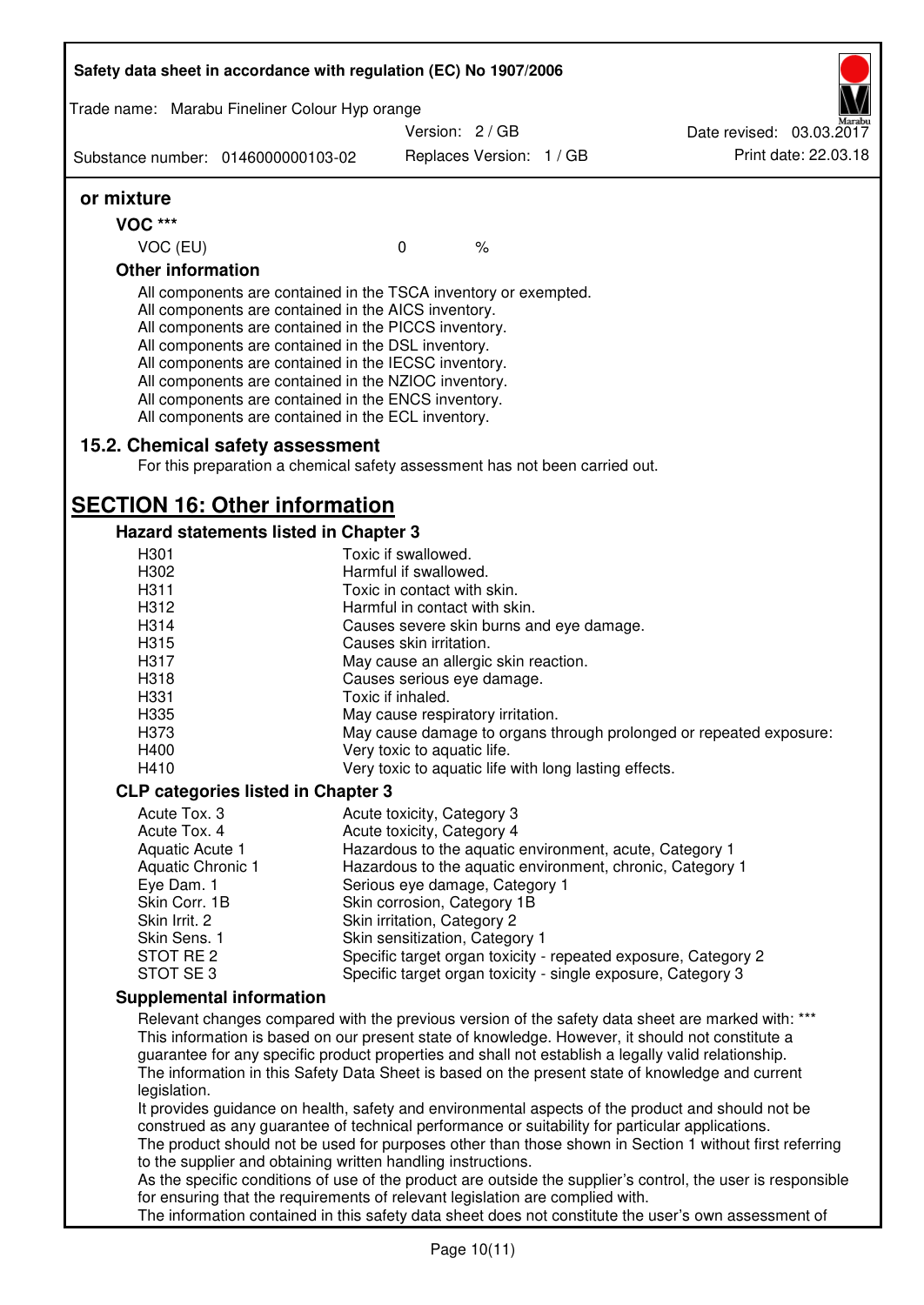### or mixture

**VOC \*\*\***

| VOC (EU) | 0 | % |
|---|---|---|

**Other information**

All components are contained in the TSCA inventory or exempted.
All components are contained in the AICS inventory.
All components are contained in the PICCS inventory.
All components are contained in the DSL inventory.
All components are contained in the IECSC inventory.
All components are contained in the NZIOC inventory.
All components are contained in the ENCS inventory.
All components are contained in the ECL inventory.

### 15.2. Chemical safety assessment

For this preparation a chemical safety assessment has not been carried out.

## SECTION 16: Other information

### Hazard statements listed in Chapter 3

| | |
|---|---|
| H301 | Toxic if swallowed. |
| H302 | Harmful if swallowed. |
| H311 | Toxic in contact with skin. |
| H312 | Harmful in contact with skin. |
| H314 | Causes severe skin burns and eye damage. |
| H315 | Causes skin irritation. |
| H317 | May cause an allergic skin reaction. |
| H318 | Causes serious eye damage. |
| H331 | Toxic if inhaled. |
| H335 | May cause respiratory irritation. |
| H373 | May cause damage to organs through prolonged or repeated exposure: |
| H400 | Very toxic to aquatic life. |
| H410 | Very toxic to aquatic life with long lasting effects. |

### CLP categories listed in Chapter 3

| | |
|---|---|
| Acute Tox. 3 | Acute toxicity, Category 3 |
| Acute Tox. 4 | Acute toxicity, Category 4 |
| Aquatic Acute 1 | Hazardous to the aquatic environment, acute, Category 1 |
| Aquatic Chronic 1 | Hazardous to the aquatic environment, chronic, Category 1 |
| Eye Dam. 1 | Serious eye damage, Category 1 |
| Skin Corr. 1B | Skin corrosion, Category 1B |
| Skin Irrit. 2 | Skin irritation, Category 2 |
| Skin Sens. 1 | Skin sensitization, Category 1 |
| STOT RE 2 | Specific target organ toxicity - repeated exposure, Category 2 |
| STOT SE 3 | Specific target organ toxicity - single exposure, Category 3 |

### Supplemental information

Relevant changes compared with the previous version of the safety data sheet are marked with: \*\*\*
This information is based on our present state of knowledge. However, it should not constitute a guarantee for any specific product properties and shall not establish a legally valid relationship.
The information in this Safety Data Sheet is based on the present state of knowledge and current legislation.
It provides guidance on health, safety and environmental aspects of the product and should not be construed as any guarantee of technical performance or suitability for particular applications.
The product should not be used for purposes other than those shown in Section 1 without first referring to the supplier and obtaining written handling instructions.
As the specific conditions of use of the product are outside the supplier's control, the user is responsible for ensuring that the requirements of relevant legislation are complied with.
The information contained in this safety data sheet does not constitute the user's own assessment of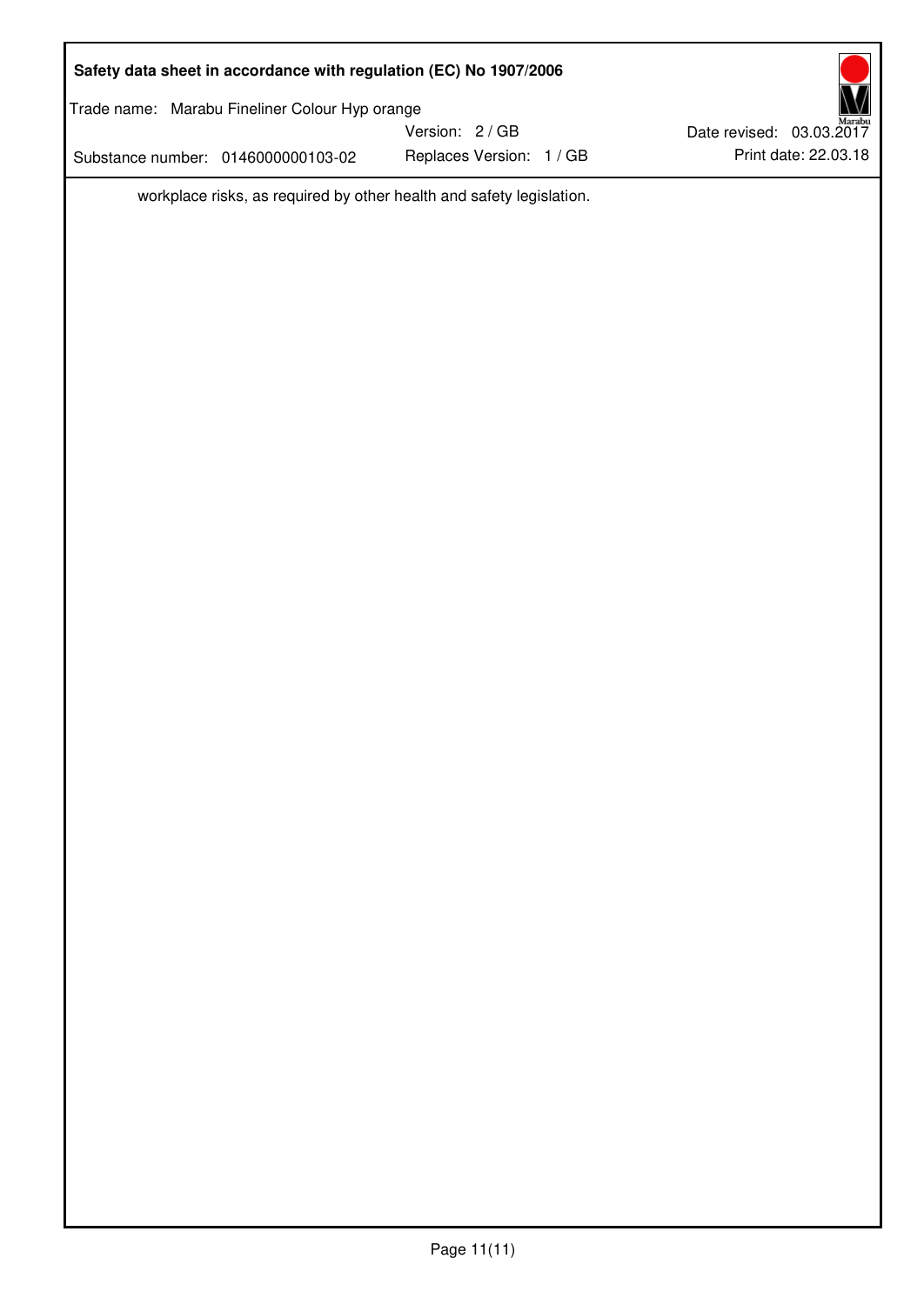workplace risks, as required by other health and safety legislation.